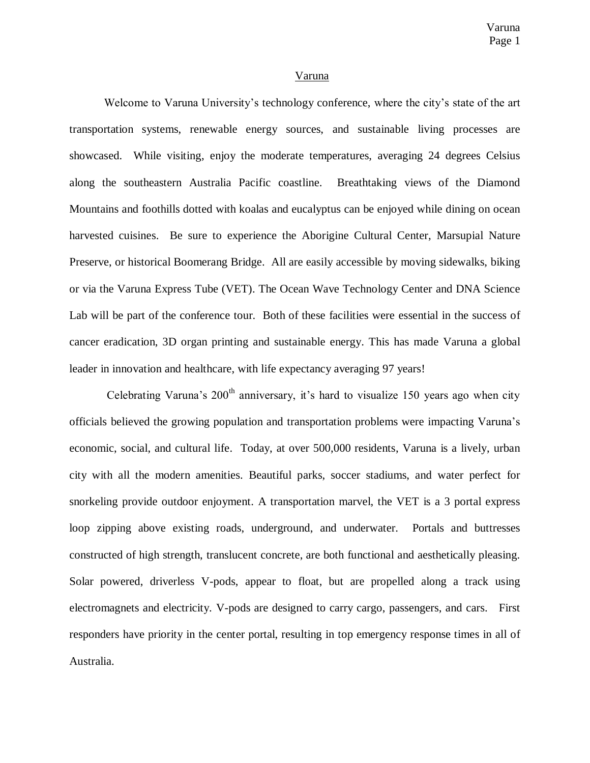# Varuna

Welcome to Varuna University's technology conference, where the city's state of the art transportation systems, renewable energy sources, and sustainable living processes are showcased. While visiting, enjoy the moderate temperatures, averaging 24 degrees Celsius along the southeastern Australia Pacific coastline. Breathtaking views of the Diamond Mountains and foothills dotted with koalas and eucalyptus can be enjoyed while dining on ocean harvested cuisines. Be sure to experience the Aborigine Cultural Center, Marsupial Nature Preserve, or historical Boomerang Bridge. All are easily accessible by moving sidewalks, biking or via the Varuna Express Tube (VET). The Ocean Wave Technology Center and DNA Science Lab will be part of the conference tour. Both of these facilities were essential in the success of cancer eradication, 3D organ printing and sustainable energy. This has made Varuna a global leader in innovation and healthcare, with life expectancy averaging 97 years!

Celebrating Varuna's 200th anniversary, it's hard to visualize 150 years ago when city officials believed the growing population and transportation problems were impacting Varuna's economic, social, and cultural life. Today, at over 500,000 residents, Varuna is a lively, urban city with all the modern amenities. Beautiful parks, soccer stadiums, and water perfect for snorkeling provide outdoor enjoyment. A transportation marvel, the VET is a 3 portal express loop zipping above existing roads, underground, and underwater. Portals and buttresses constructed of high strength, translucent concrete, are both functional and aesthetically pleasing. Solar powered, driverless V-pods, appear to float, but are propelled along a track using electromagnets and electricity. V-pods are designed to carry cargo, passengers, and cars. First responders have priority in the center portal, resulting in top emergency response times in all of Australia.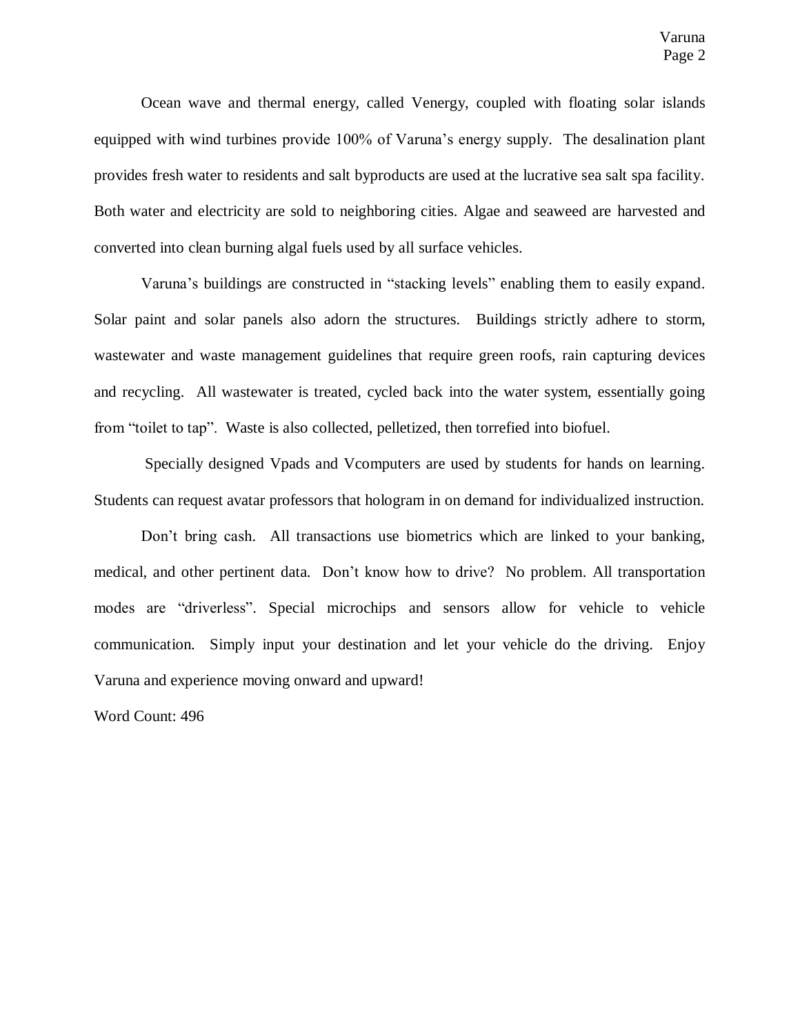Ocean wave and thermal energy, called Venergy, coupled with floating solar islands equipped with wind turbines provide 100% of Varuna's energy supply. The desalination plant provides fresh water to residents and salt byproducts are used at the lucrative sea salt spa facility. Both water and electricity are sold to neighboring cities. Algae and seaweed are harvested and converted into clean burning algal fuels used by all surface vehicles.

Varuna's buildings are constructed in "stacking levels" enabling them to easily expand. Solar paint and solar panels also adorn the structures. Buildings strictly adhere to storm, wastewater and waste management guidelines that require green roofs, rain capturing devices and recycling. All wastewater is treated, cycled back into the water system, essentially going from "toilet to tap". Waste is also collected, pelletized, then torrefied into biofuel.

Specially designed Vpads and Vcomputers are used by students for hands on learning. Students can request avatar professors that hologram in on demand for individualized instruction.

Don't bring cash. All transactions use biometrics which are linked to your banking, medical, and other pertinent data. Don't know how to drive? No problem. All transportation modes are "driverless". Special microchips and sensors allow for vehicle to vehicle communication. Simply input your destination and let your vehicle do the driving. Enjoy Varuna and experience moving onward and upward!

Word Count: 496